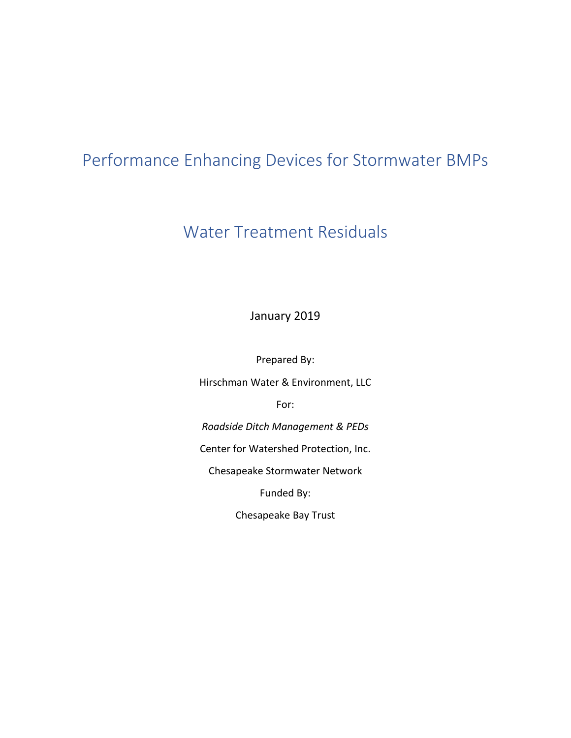# Performance Enhancing Devices for Stormwater BMPs

# Water Treatment Residuals

January 2019

Prepared By:

Hirschman Water & Environment, LLC

For:

*Roadside Ditch Management & PEDs*

Center for Watershed Protection, Inc.

Chesapeake Stormwater Network

Funded By:

Chesapeake Bay Trust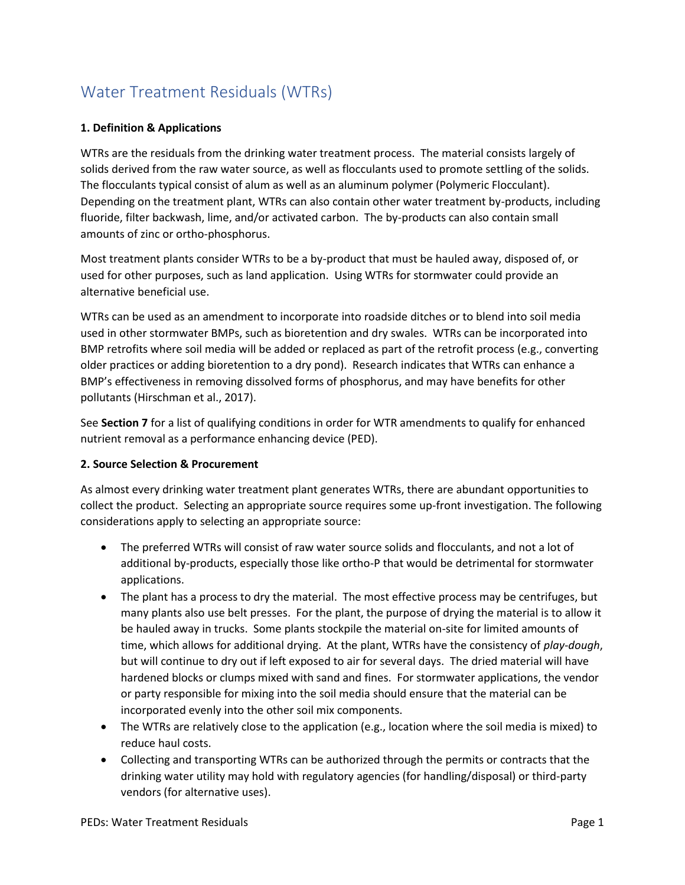# Water Treatment Residuals (WTRs)

**1. Definition & Applications**

WTRs are the residuals from the drinking water treatment process. The material consists largely of solids derived from the raw water source, as well as flocculants used to promote settling of the solids. The flocculants typical consist of alum as well as an aluminum polymer (Polymeric Flocculant). Depending on the treatment plant, WTRs can also contain other water treatment by-products, including fluoride, filter backwash, lime, and/or activated carbon. The by-products can also contain small amounts of zinc or ortho-phosphorus.

Most treatment plants consider WTRs to be a by-product that must be hauled away, disposed of, or used for other purposes, such as land application. Using WTRs for stormwater could provide an alternative beneficial use.

WTRs can be used as an amendment to incorporate into roadside ditches or to blend into soil media used in other stormwater BMPs, such as bioretention and dry swales. WTRs can be incorporated into BMP retrofits where soil media will be added or replaced as part of the retrofit process (e.g., converting older practices or adding bioretention to a dry pond). Research indicates that WTRs can enhance a BMP's effectiveness in removing dissolved forms of phosphorus, and may have benefits for other pollutants (Hirschman et al., 2017).

See **Section 7** for a list of qualifying conditions in order for WTR amendments to qualify for enhanced nutrient removal as a performance enhancing device (PED).

**2. Source Selection & Procurement**

As almost every drinking water treatment plant generates WTRs, there are abundant opportunities to collect the product. Selecting an appropriate source requires some up-front investigation. The following considerations apply to selecting an appropriate source:

- The preferred WTRs will consist of raw water source solids and flocculants, and not a lot of additional by-products, especially those like ortho-P that would be detrimental for stormwater applications.
- The plant has a process to dry the material. The most effective process may be centrifuges, but many plants also use belt presses. For the plant, the purpose of drying the material is to allow it be hauled away in trucks. Some plants stockpile the material on-site for limited amounts of time, which allows for additional drying. At the plant, WTRs have the consistency of *play-dough*, but will continue to dry out if left exposed to air for several days. The dried material will have hardened blocks or clumps mixed with sand and fines. For stormwater applications, the vendor or party responsible for mixing into the soil media should ensure that the material can be incorporated evenly into the other soil mix components.
- The WTRs are relatively close to the application (e.g., location where the soil media is mixed) to reduce haul costs.
- Collecting and transporting WTRs can be authorized through the permits or contracts that the drinking water utility may hold with regulatory agencies (for handling/disposal) or third-party vendors (for alternative uses).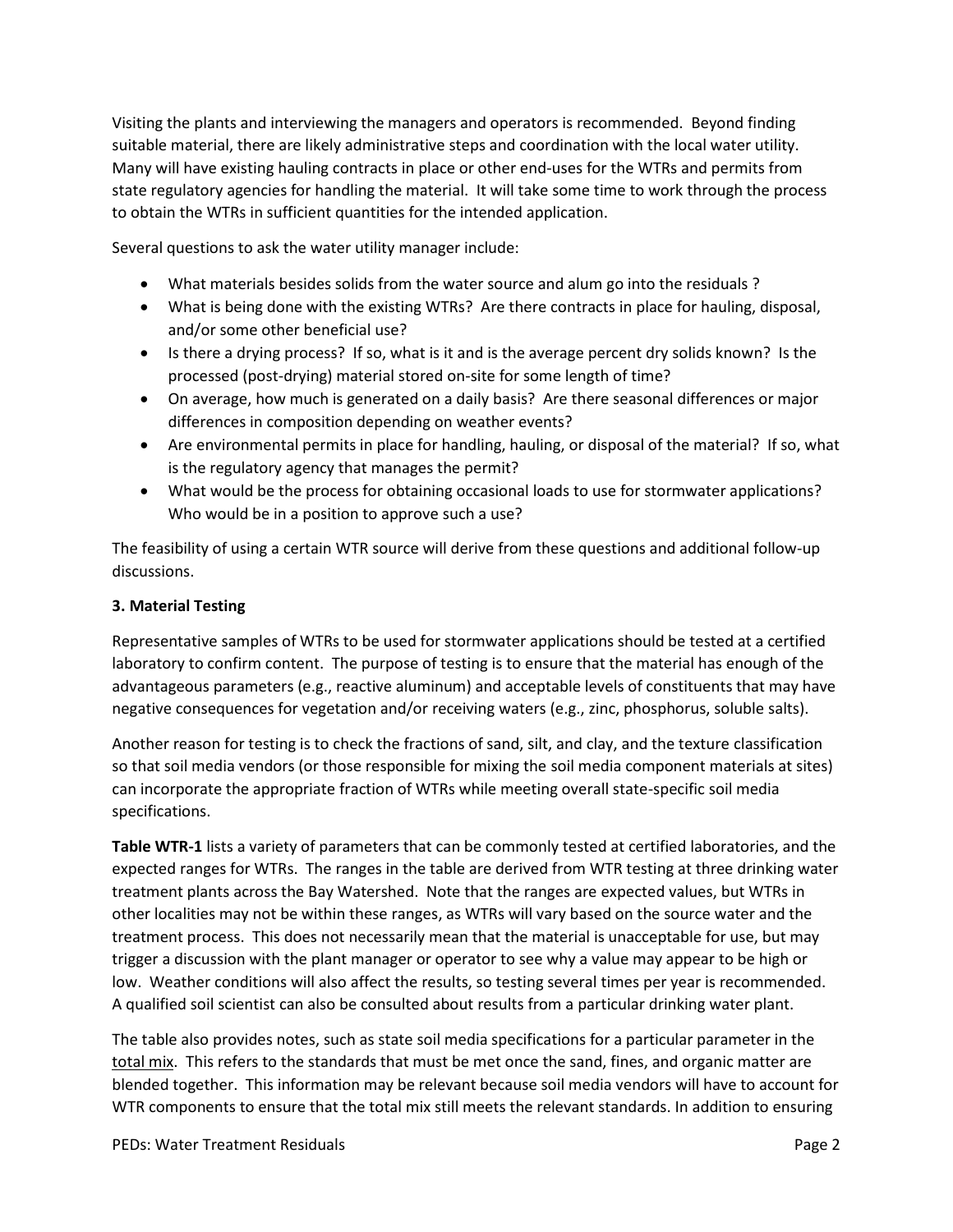Visiting the plants and interviewing the managers and operators is recommended. Beyond finding suitable material, there are likely administrative steps and coordination with the local water utility. Many will have existing hauling contracts in place or other end-uses for the WTRs and permits from state regulatory agencies for handling the material. It will take some time to work through the process to obtain the WTRs in sufficient quantities for the intended application.

Several questions to ask the water utility manager include:

- What materials besides solids from the water source and alum go into the residuals ?
- What is being done with the existing WTRs? Are there contracts in place for hauling, disposal, and/or some other beneficial use?
- Is there a drying process? If so, what is it and is the average percent dry solids known? Is the processed (post-drying) material stored on-site for some length of time?
- On average, how much is generated on a daily basis? Are there seasonal differences or major differences in composition depending on weather events?
- Are environmental permits in place for handling, hauling, or disposal of the material? If so, what is the regulatory agency that manages the permit?
- What would be the process for obtaining occasional loads to use for stormwater applications? Who would be in a position to approve such a use?

The feasibility of using a certain WTR source will derive from these questions and additional follow-up discussions.

### 3. Material Testing

Representative samples of WTRs to be used for stormwater applications should be tested at a certified laboratory to confirm content. The purpose of testing is to ensure that the material has enough of the advantageous parameters (e.g., reactive aluminum) and acceptable levels of constituents that may have negative consequences for vegetation and/or receiving waters (e.g., zinc, phosphorus, soluble salts).

Another reason for testing is to check the fractions of sand, silt, and clay, and the texture classification so that soil media vendors (or those responsible for mixing the soil media component materials at sites) can incorporate the appropriate fraction of WTRs while meeting overall state-specific soil media specifications.

**Table WTR-1** lists a variety of parameters that can be commonly tested at certified laboratories, and the expected ranges for WTRs. The ranges in the table are derived from WTR testing at three drinking water treatment plants across the Bay Watershed. Note that the ranges are expected values, but WTRs in other localities may not be within these ranges, as WTRs will vary based on the source water and the treatment process. This does not necessarily mean that the material is unacceptable for use, but may trigger a discussion with the plant manager or operator to see why a value may appear to be high or low. Weather conditions will also affect the results, so testing several times per year is recommended. A qualified soil scientist can also be consulted about results from a particular drinking water plant.

The table also provides notes, such as state soil media specifications for a particular parameter in the total mix. This refers to the standards that must be met once the sand, fines, and organic matter are blended together. This information may be relevant because soil media vendors will have to account for WTR components to ensure that the total mix still meets the relevant standards. In addition to ensuring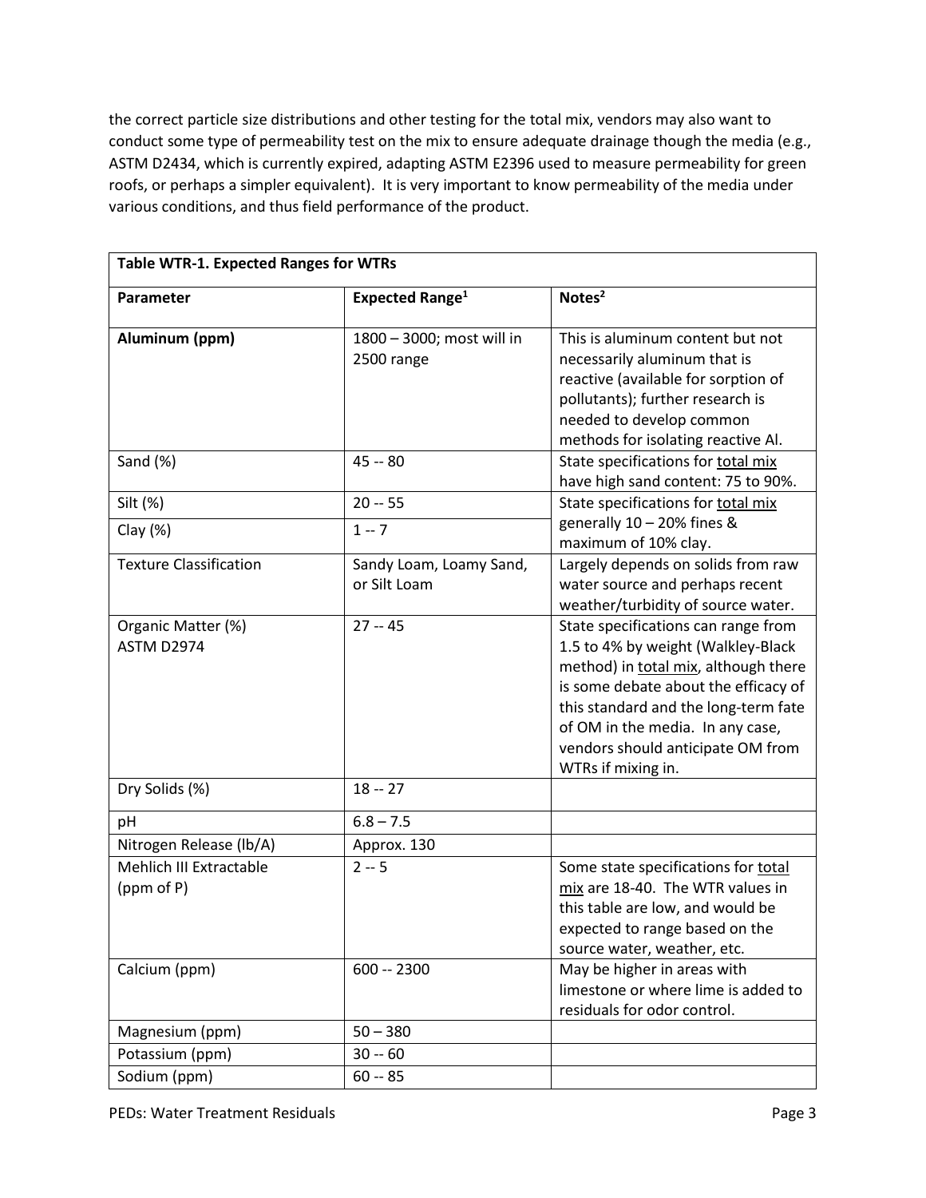the correct particle size distributions and other testing for the total mix, vendors may also want to conduct some type of permeability test on the mix to ensure adequate drainage though the media (e.g., ASTM D2434, which is currently expired, adapting ASTM E2396 used to measure permeability for green roofs, or perhaps a simpler equivalent). It is very important to know permeability of the media under various conditions, and thus field performance of the product.

| **Table WTR-1. Expected Ranges for WTRs** | | |
|---|---|---|
| **Parameter** | **Expected Range**[1] | **Notes**[2] |
| **Aluminum (ppm)** | 1800 – 3000; most will in 2500 range | This is aluminum content but not necessarily aluminum that is reactive (available for sorption of pollutants); further research is needed to develop common methods for isolating reactive Al. |
| Sand (%) | 45 -- 80 | State specifications for total mix have high sand content: 75 to 90%. |
| Silt (%) | 20 -- 55 | State specifications for total mix generally 10 – 20% fines & maximum of 10% clay. |
| Clay (%) | 1 -- 7 | |
| Texture Classification | Sandy Loam, Loamy Sand, or Silt Loam | Largely depends on solids from raw water source and perhaps recent weather/turbidity of source water. |
| Organic Matter (%) ASTM D2974 | 27 -- 45 | State specifications can range from 1.5 to 4% by weight (Walkley-Black method) in total mix, although there is some debate about the efficacy of this standard and the long-term fate of OM in the media. In any case, vendors should anticipate OM from WTRs if mixing in. |
| Dry Solids (%) | 18 -- 27 | |
| pH | 6.8 – 7.5 | |
| Nitrogen Release (lb/A) | Approx. 130 | |
| Mehlich III Extractable (ppm of P) | 2 -- 5 | Some state specifications for total mix are 18-40. The WTR values in this table are low, and would be expected to range based on the source water, weather, etc. |
| Calcium (ppm) | 600 -- 2300 | May be higher in areas with limestone or where lime is added to residuals for odor control. |
| Magnesium (ppm) | 50 – 380 | |
| Potassium (ppm) | 30 -- 60 | |
| Sodium (ppm) | 60 -- 85 | |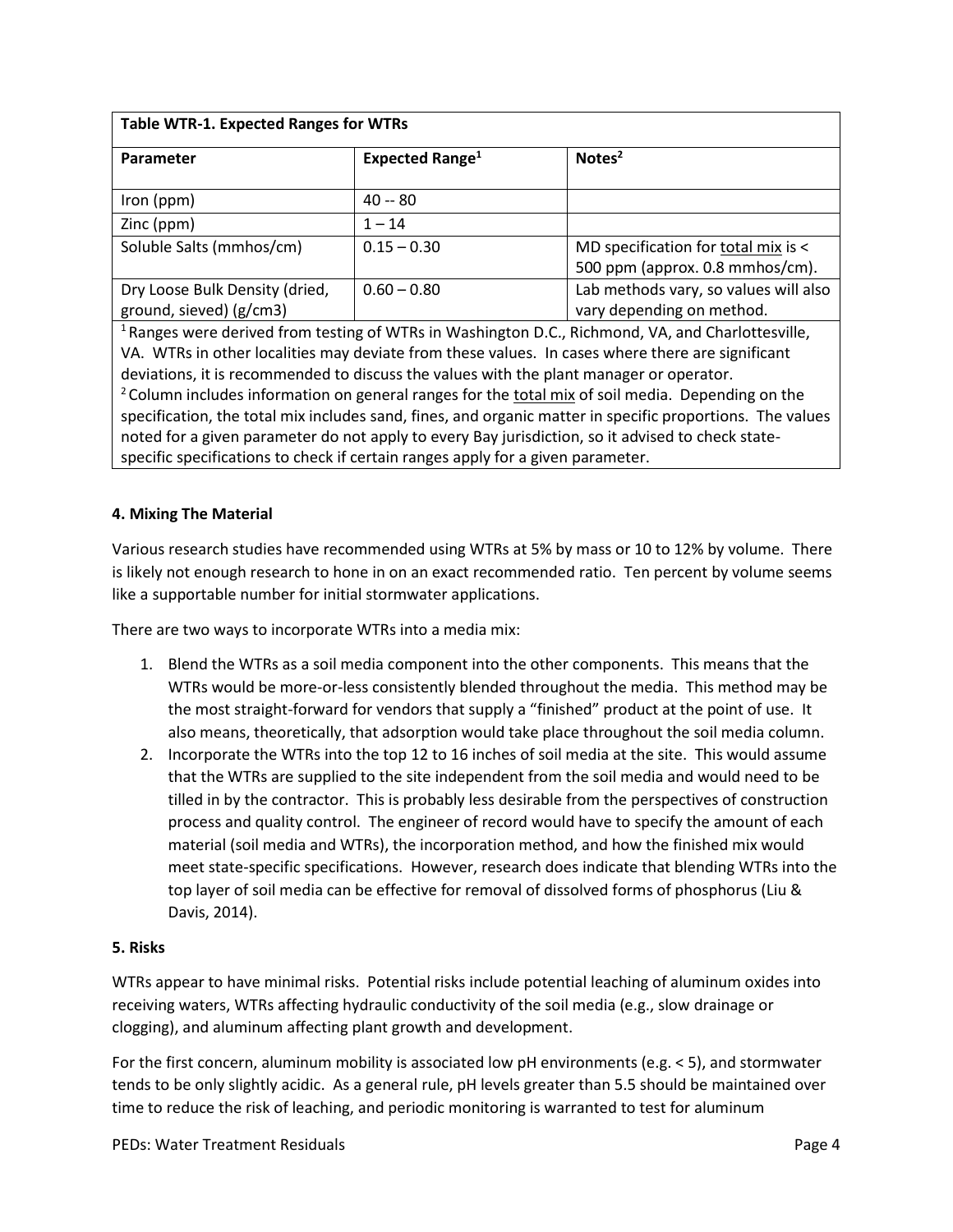| **Table WTR-1. Expected Ranges for WTRs** | | |
|---|---|---|
| **Parameter** | **Expected Range[1]** | **Notes[2]** |
| Iron (ppm) | 40 -- 80 | |
| Zinc (ppm) | 1 – 14 | |
| Soluble Salts (mmhos/cm) | 0.15 – 0.30 | MD specification for total mix is < 500 ppm (approx. 0.8 mmhos/cm). |
| Dry Loose Bulk Density (dried, ground, sieved) (g/cm3) | 0.60 – 0.80 | Lab methods vary, so values will also vary depending on method. |

[1] Ranges were derived from testing of WTRs in Washington D.C., Richmond, VA, and Charlottesville, VA. WTRs in other localities may deviate from these values. In cases where there are significant deviations, it is recommended to discuss the values with the plant manager or operator.

[2] Column includes information on general ranges for the total mix of soil media. Depending on the specification, the total mix includes sand, fines, and organic matter in specific proportions. The values noted for a given parameter do not apply to every Bay jurisdiction, so it advised to check state-specific specifications to check if certain ranges apply for a given parameter.

### 4. Mixing The Material

Various research studies have recommended using WTRs at 5% by mass or 10 to 12% by volume. There is likely not enough research to hone in on an exact recommended ratio. Ten percent by volume seems like a supportable number for initial stormwater applications.

There are two ways to incorporate WTRs into a media mix:

1. Blend the WTRs as a soil media component into the other components. This means that the WTRs would be more-or-less consistently blended throughout the media. This method may be the most straight-forward for vendors that supply a "finished" product at the point of use. It also means, theoretically, that adsorption would take place throughout the soil media column.
2. Incorporate the WTRs into the top 12 to 16 inches of soil media at the site. This would assume that the WTRs are supplied to the site independent from the soil media and would need to be tilled in by the contractor. This is probably less desirable from the perspectives of construction process and quality control. The engineer of record would have to specify the amount of each material (soil media and WTRs), the incorporation method, and how the finished mix would meet state-specific specifications. However, research does indicate that blending WTRs into the top layer of soil media can be effective for removal of dissolved forms of phosphorus (Liu & Davis, 2014).

### 5. Risks

WTRs appear to have minimal risks. Potential risks include potential leaching of aluminum oxides into receiving waters, WTRs affecting hydraulic conductivity of the soil media (e.g., slow drainage or clogging), and aluminum affecting plant growth and development.

For the first concern, aluminum mobility is associated low pH environments (e.g. < 5), and stormwater tends to be only slightly acidic. As a general rule, pH levels greater than 5.5 should be maintained over time to reduce the risk of leaching, and periodic monitoring is warranted to test for aluminum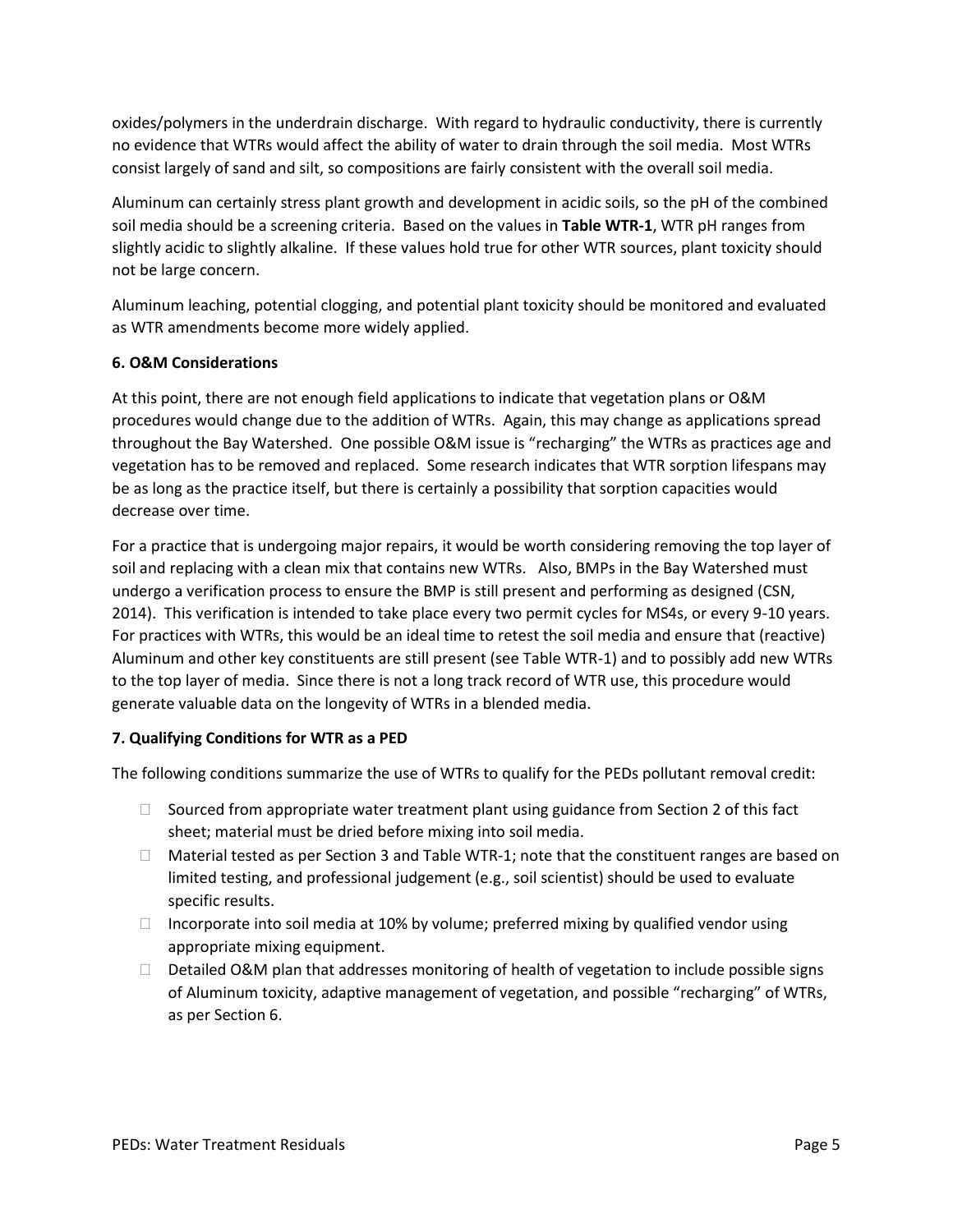oxides/polymers in the underdrain discharge. With regard to hydraulic conductivity, there is currently no evidence that WTRs would affect the ability of water to drain through the soil media. Most WTRs consist largely of sand and silt, so compositions are fairly consistent with the overall soil media.

Aluminum can certainly stress plant growth and development in acidic soils, so the pH of the combined soil media should be a screening criteria. Based on the values in **Table WTR-1**, WTR pH ranges from slightly acidic to slightly alkaline. If these values hold true for other WTR sources, plant toxicity should not be large concern.

Aluminum leaching, potential clogging, and potential plant toxicity should be monitored and evaluated as WTR amendments become more widely applied.

### 6. O&M Considerations

At this point, there are not enough field applications to indicate that vegetation plans or O&M procedures would change due to the addition of WTRs. Again, this may change as applications spread throughout the Bay Watershed. One possible O&M issue is "recharging" the WTRs as practices age and vegetation has to be removed and replaced. Some research indicates that WTR sorption lifespans may be as long as the practice itself, but there is certainly a possibility that sorption capacities would decrease over time.

For a practice that is undergoing major repairs, it would be worth considering removing the top layer of soil and replacing with a clean mix that contains new WTRs. Also, BMPs in the Bay Watershed must undergo a verification process to ensure the BMP is still present and performing as designed (CSN, 2014). This verification is intended to take place every two permit cycles for MS4s, or every 9-10 years. For practices with WTRs, this would be an ideal time to retest the soil media and ensure that (reactive) Aluminum and other key constituents are still present (see Table WTR-1) and to possibly add new WTRs to the top layer of media. Since there is not a long track record of WTR use, this procedure would generate valuable data on the longevity of WTRs in a blended media.

### 7. Qualifying Conditions for WTR as a PED

The following conditions summarize the use of WTRs to qualify for the PEDs pollutant removal credit:

- Sourced from appropriate water treatment plant using guidance from Section 2 of this fact sheet; material must be dried before mixing into soil media.
- Material tested as per Section 3 and Table WTR-1; note that the constituent ranges are based on limited testing, and professional judgement (e.g., soil scientist) should be used to evaluate specific results.
- Incorporate into soil media at 10% by volume; preferred mixing by qualified vendor using appropriate mixing equipment.
- Detailed O&M plan that addresses monitoring of health of vegetation to include possible signs of Aluminum toxicity, adaptive management of vegetation, and possible "recharging" of WTRs, as per Section 6.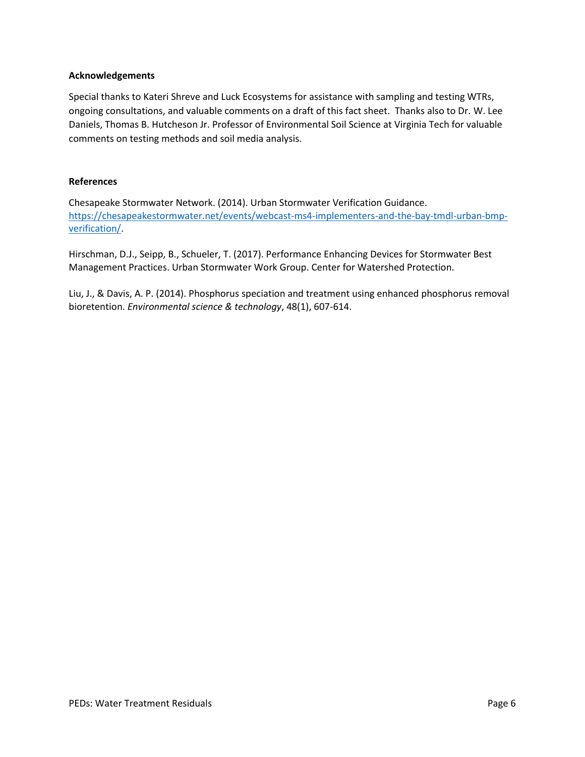## Acknowledgements

Special thanks to Kateri Shreve and Luck Ecosystems for assistance with sampling and testing WTRs, ongoing consultations, and valuable comments on a draft of this fact sheet. Thanks also to Dr. W. Lee Daniels, Thomas B. Hutcheson Jr. Professor of Environmental Soil Science at Virginia Tech for valuable comments on testing methods and soil media analysis.

## References

Chesapeake Stormwater Network. (2014). Urban Stormwater Verification Guidance. [https://chesapeakestormwater.net/events/webcast-ms4-implementers-and-the-bay-tmdl-urban-bmp-verification/](https://chesapeakestormwater.net/events/webcast-ms4-implementers-and-the-bay-tmdl-urban-bmp-verification/).

Hirschman, D.J., Seipp, B., Schueler, T. (2017). Performance Enhancing Devices for Stormwater Best Management Practices. Urban Stormwater Work Group. Center for Watershed Protection.

Liu, J., & Davis, A. P. (2014). Phosphorus speciation and treatment using enhanced phosphorus removal bioretention. *Environmental science & technology*, 48(1), 607-614.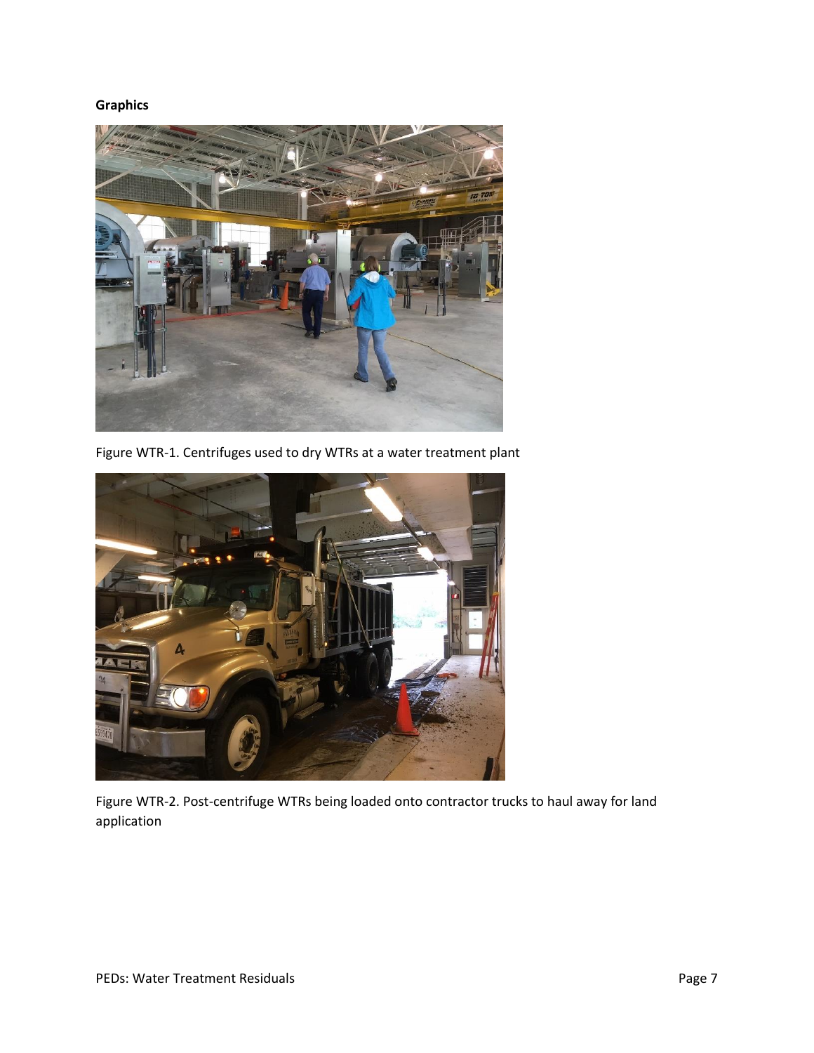**Graphics**

Figure WTR-1. Centrifuges used to dry WTRs at a water treatment plant

Figure WTR-2. Post-centrifuge WTRs being loaded onto contractor trucks to haul away for land application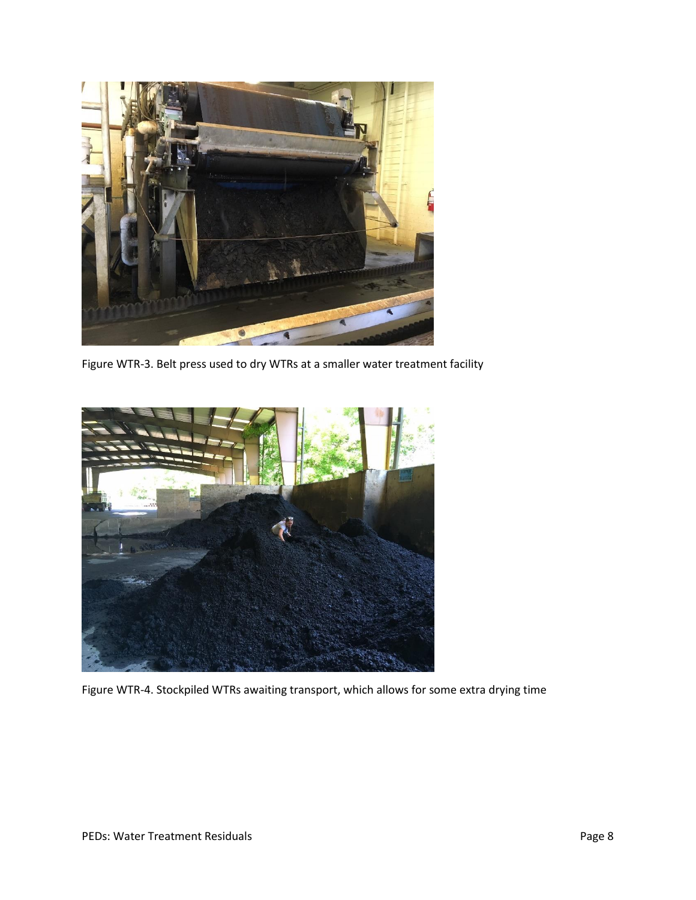Figure WTR-3. Belt press used to dry WTRs at a smaller water treatment facility

Figure WTR-4. Stockpiled WTRs awaiting transport, which allows for some extra drying time